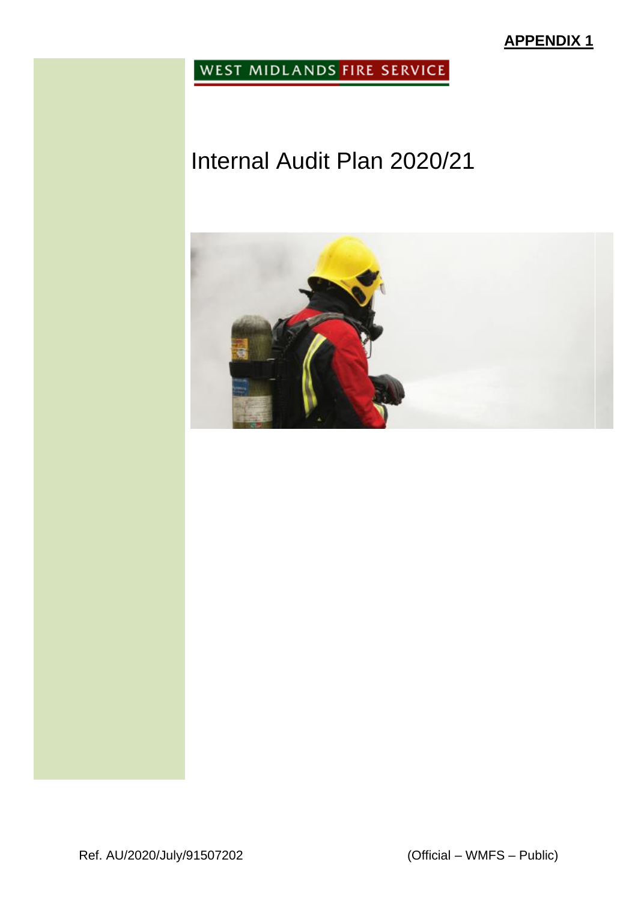**APPENDIX 1**

WEST MIDLANDS FIRE SERVICE

# Internal Audit Plan 2020/21

Ref. AU/2020/July/91507202 (Official – WMFS – Public)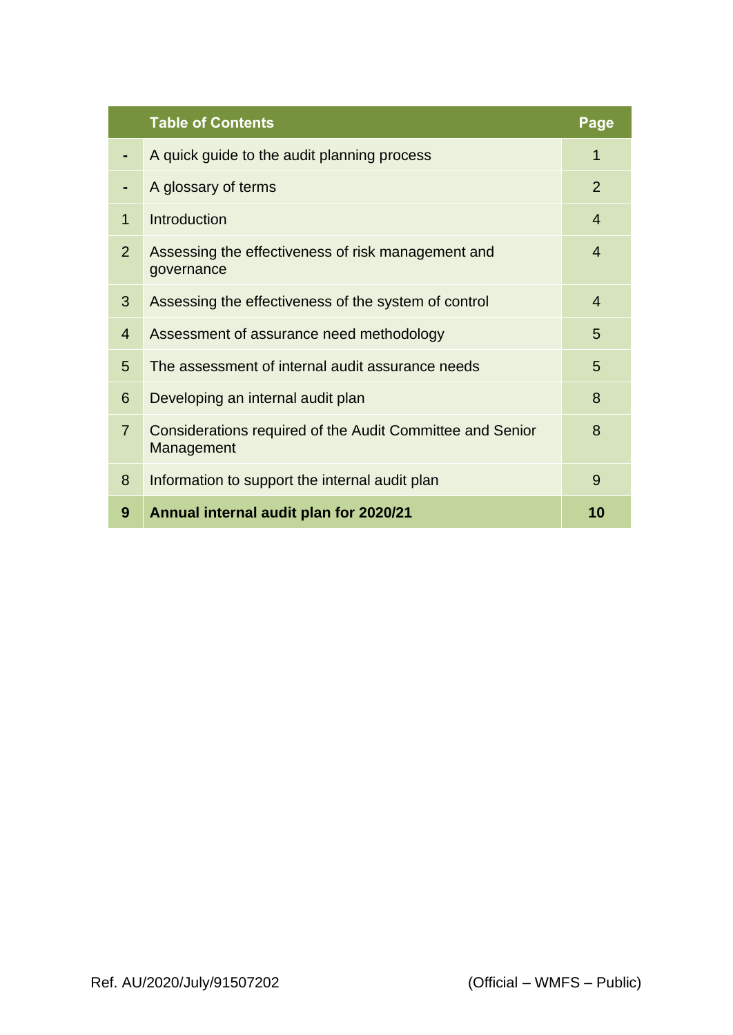| | Table of Contents | Page |
|---|---|---|
| - | A quick guide to the audit planning process | 1 |
| - | A glossary of terms | 2 |
| 1 | Introduction | 4 |
| 2 | Assessing the effectiveness of risk management and governance | 4 |
| 3 | Assessing the effectiveness of the system of control | 4 |
| 4 | Assessment of assurance need methodology | 5 |
| 5 | The assessment of internal audit assurance needs | 5 |
| 6 | Developing an internal audit plan | 8 |
| 7 | Considerations required of the Audit Committee and Senior Management | 8 |
| 8 | Information to support the internal audit plan | 9 |
| **9** | **Annual internal audit plan for 2020/21** | **10** |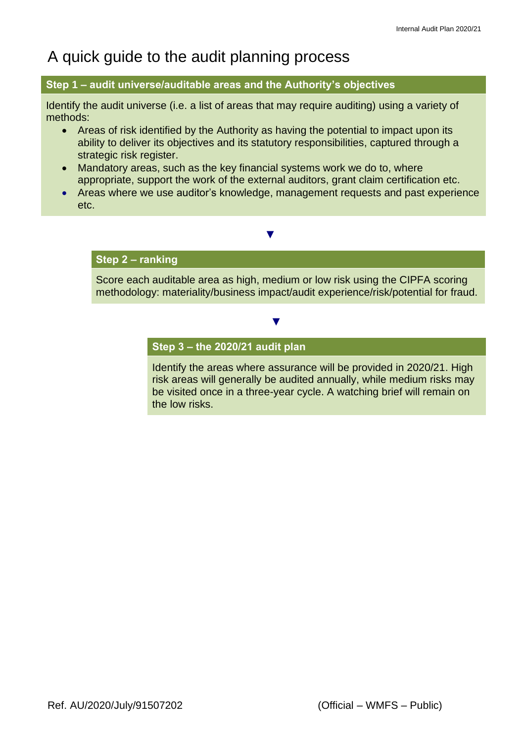# A quick guide to the audit planning process

## Step 1 – audit universe/auditable areas and the Authority's objectives

Identify the audit universe (i.e. a list of areas that may require auditing) using a variety of methods:

- Areas of risk identified by the Authority as having the potential to impact upon its ability to deliver its objectives and its statutory responsibilities, captured through a strategic risk register.
- Mandatory areas, such as the key financial systems work we do to, where appropriate, support the work of the external auditors, grant claim certification etc.
- Areas where we use auditor's knowledge, management requests and past experience etc.

▼

## Step 2 – ranking

Score each auditable area as high, medium or low risk using the CIPFA scoring methodology: materiality/business impact/audit experience/risk/potential for fraud.

▼

## Step 3 – the 2020/21 audit plan

Identify the areas where assurance will be provided in 2020/21. High risk areas will generally be audited annually, while medium risks may be visited once in a three-year cycle. A watching brief will remain on the low risks.

Ref. AU/2020/July/91507202

(Official – WMFS – Public)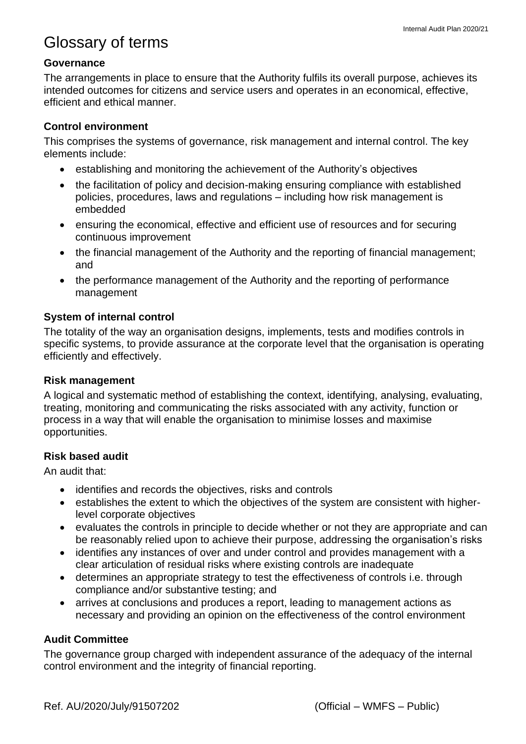# Glossary of terms

### Governance

The arrangements in place to ensure that the Authority fulfils its overall purpose, achieves its intended outcomes for citizens and service users and operates in an economical, effective, efficient and ethical manner.

### Control environment

This comprises the systems of governance, risk management and internal control. The key elements include:

- establishing and monitoring the achievement of the Authority's objectives
- the facilitation of policy and decision-making ensuring compliance with established policies, procedures, laws and regulations – including how risk management is embedded
- ensuring the economical, effective and efficient use of resources and for securing continuous improvement
- the financial management of the Authority and the reporting of financial management; and
- the performance management of the Authority and the reporting of performance management

### System of internal control

The totality of the way an organisation designs, implements, tests and modifies controls in specific systems, to provide assurance at the corporate level that the organisation is operating efficiently and effectively.

### Risk management

A logical and systematic method of establishing the context, identifying, analysing, evaluating, treating, monitoring and communicating the risks associated with any activity, function or process in a way that will enable the organisation to minimise losses and maximise opportunities.

### Risk based audit

An audit that:

- identifies and records the objectives, risks and controls
- establishes the extent to which the objectives of the system are consistent with higher-level corporate objectives
- evaluates the controls in principle to decide whether or not they are appropriate and can be reasonably relied upon to achieve their purpose, addressing the organisation's risks
- identifies any instances of over and under control and provides management with a clear articulation of residual risks where existing controls are inadequate
- determines an appropriate strategy to test the effectiveness of controls i.e. through compliance and/or substantive testing; and
- arrives at conclusions and produces a report, leading to management actions as necessary and providing an opinion on the effectiveness of the control environment

### Audit Committee

The governance group charged with independent assurance of the adequacy of the internal control environment and the integrity of financial reporting.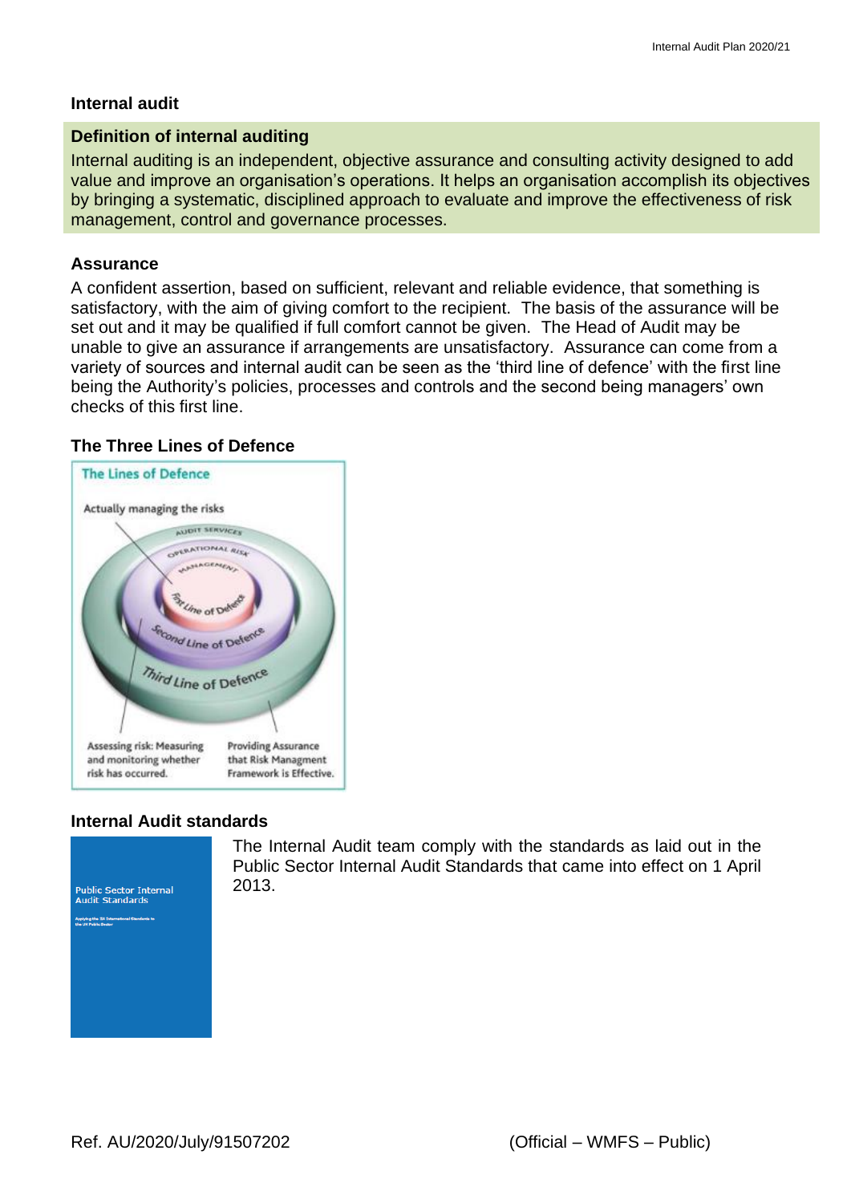## Internal audit

### Definition of internal auditing

Internal auditing is an independent, objective assurance and consulting activity designed to add value and improve an organisation's operations. It helps an organisation accomplish its objectives by bringing a systematic, disciplined approach to evaluate and improve the effectiveness of risk management, control and governance processes.

### Assurance

A confident assertion, based on sufficient, relevant and reliable evidence, that something is satisfactory, with the aim of giving comfort to the recipient. The basis of the assurance will be set out and it may be qualified if full comfort cannot be given. The Head of Audit may be unable to give an assurance if arrangements are unsatisfactory. Assurance can come from a variety of sources and internal audit can be seen as the 'third line of defence' with the first line being the Authority's policies, processes and controls and the second being managers' own checks of this first line.

### The Three Lines of Defence

The Lines of Defence

Actually managing the risks

AUDIT SERVICES

OPERATIONAL RISK

MANAGEMENT

First Line of Defence

Second Line of Defence

Third Line of Defence

Assessing risk: Measuring and monitoring whether risk has occurred.

Providing Assurance that Risk Managment Framework is Effective.

### Internal Audit standards

Public Sector Internal Audit Standards

Applying the IIA International Standards to the UK Public Sector

The Internal Audit team comply with the standards as laid out in the Public Sector Internal Audit Standards that came into effect on 1 April 2013.

Ref. AU/2020/July/91507202 (Official – WMFS – Public)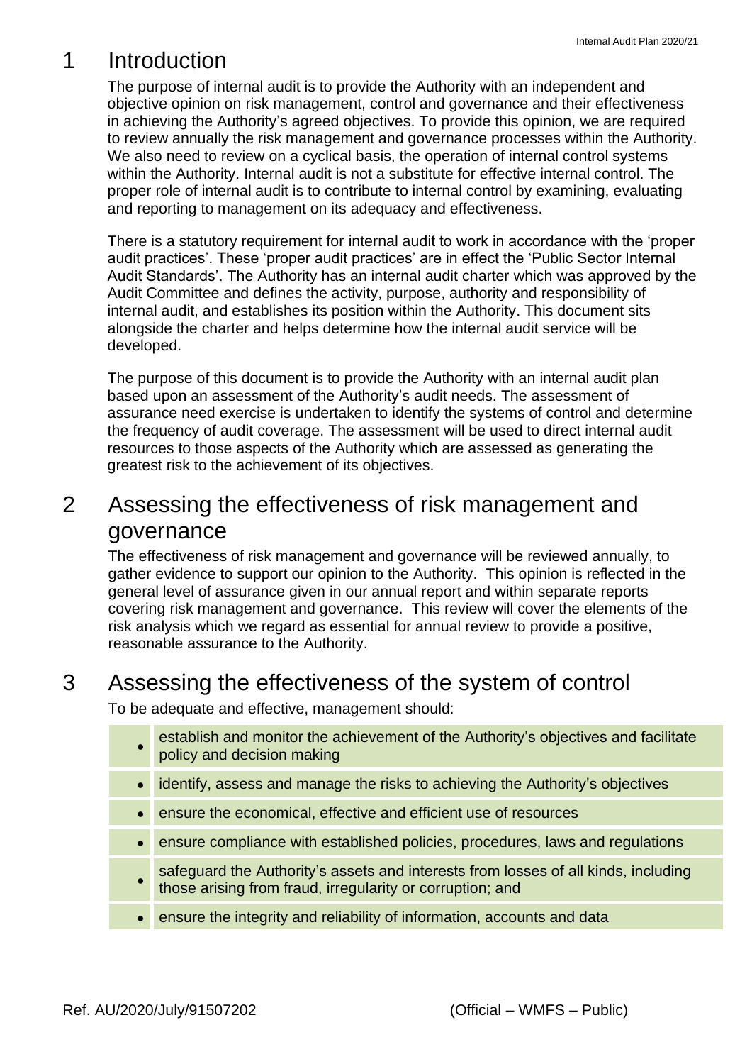# 1 Introduction

The purpose of internal audit is to provide the Authority with an independent and objective opinion on risk management, control and governance and their effectiveness in achieving the Authority's agreed objectives. To provide this opinion, we are required to review annually the risk management and governance processes within the Authority. We also need to review on a cyclical basis, the operation of internal control systems within the Authority. Internal audit is not a substitute for effective internal control. The proper role of internal audit is to contribute to internal control by examining, evaluating and reporting to management on its adequacy and effectiveness.

There is a statutory requirement for internal audit to work in accordance with the 'proper audit practices'. These 'proper audit practices' are in effect the 'Public Sector Internal Audit Standards'. The Authority has an internal audit charter which was approved by the Audit Committee and defines the activity, purpose, authority and responsibility of internal audit, and establishes its position within the Authority. This document sits alongside the charter and helps determine how the internal audit service will be developed.

The purpose of this document is to provide the Authority with an internal audit plan based upon an assessment of the Authority's audit needs. The assessment of assurance need exercise is undertaken to identify the systems of control and determine the frequency of audit coverage. The assessment will be used to direct internal audit resources to those aspects of the Authority which are assessed as generating the greatest risk to the achievement of its objectives.

# 2 Assessing the effectiveness of risk management and governance

The effectiveness of risk management and governance will be reviewed annually, to gather evidence to support our opinion to the Authority. This opinion is reflected in the general level of assurance given in our annual report and within separate reports covering risk management and governance. This review will cover the elements of the risk analysis which we regard as essential for annual review to provide a positive, reasonable assurance to the Authority.

# 3 Assessing the effectiveness of the system of control

To be adequate and effective, management should:

- establish and monitor the achievement of the Authority's objectives and facilitate policy and decision making
- identify, assess and manage the risks to achieving the Authority's objectives
- ensure the economical, effective and efficient use of resources
- ensure compliance with established policies, procedures, laws and regulations
- safeguard the Authority's assets and interests from losses of all kinds, including those arising from fraud, irregularity or corruption; and
- ensure the integrity and reliability of information, accounts and data

Ref. AU/2020/July/91507202 (Official – WMFS – Public)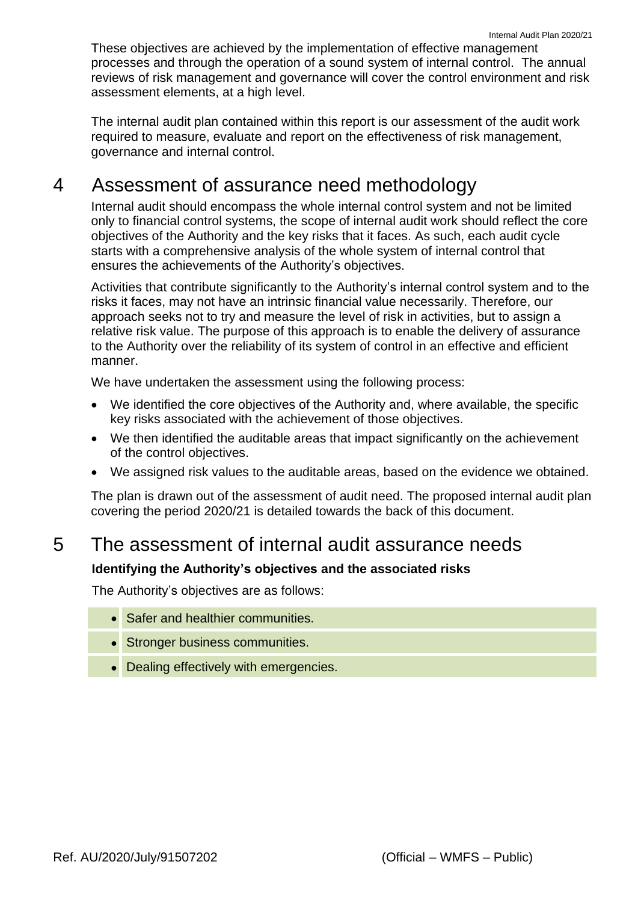These objectives are achieved by the implementation of effective management processes and through the operation of a sound system of internal control. The annual reviews of risk management and governance will cover the control environment and risk assessment elements, at a high level.

The internal audit plan contained within this report is our assessment of the audit work required to measure, evaluate and report on the effectiveness of risk management, governance and internal control.

# 4 Assessment of assurance need methodology

Internal audit should encompass the whole internal control system and not be limited only to financial control systems, the scope of internal audit work should reflect the core objectives of the Authority and the key risks that it faces. As such, each audit cycle starts with a comprehensive analysis of the whole system of internal control that ensures the achievements of the Authority's objectives.

Activities that contribute significantly to the Authority's internal control system and to the risks it faces, may not have an intrinsic financial value necessarily. Therefore, our approach seeks not to try and measure the level of risk in activities, but to assign a relative risk value. The purpose of this approach is to enable the delivery of assurance to the Authority over the reliability of its system of control in an effective and efficient manner.

We have undertaken the assessment using the following process:

- We identified the core objectives of the Authority and, where available, the specific key risks associated with the achievement of those objectives.
- We then identified the auditable areas that impact significantly on the achievement of the control objectives.
- We assigned risk values to the auditable areas, based on the evidence we obtained.

The plan is drawn out of the assessment of audit need. The proposed internal audit plan covering the period 2020/21 is detailed towards the back of this document.

# 5 The assessment of internal audit assurance needs

**Identifying the Authority's objectives and the associated risks**

The Authority's objectives are as follows:

- Safer and healthier communities.
- Stronger business communities.
- Dealing effectively with emergencies.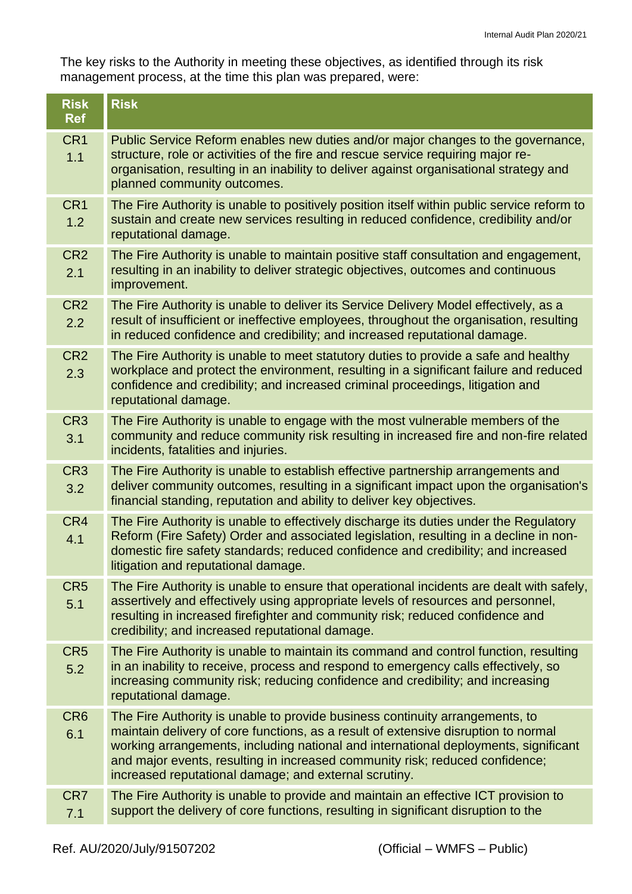The key risks to the Authority in meeting these objectives, as identified through its risk management process, at the time this plan was prepared, were:

| Risk Ref | Risk |
|---|---|
| CR1 1.1 | Public Service Reform enables new duties and/or major changes to the governance, structure, role or activities of the fire and rescue service requiring major re-organisation, resulting in an inability to deliver against organisational strategy and planned community outcomes. |
| CR1 1.2 | The Fire Authority is unable to positively position itself within public service reform to sustain and create new services resulting in reduced confidence, credibility and/or reputational damage. |
| CR2 2.1 | The Fire Authority is unable to maintain positive staff consultation and engagement, resulting in an inability to deliver strategic objectives, outcomes and continuous improvement. |
| CR2 2.2 | The Fire Authority is unable to deliver its Service Delivery Model effectively, as a result of insufficient or ineffective employees, throughout the organisation, resulting in reduced confidence and credibility; and increased reputational damage. |
| CR2 2.3 | The Fire Authority is unable to meet statutory duties to provide a safe and healthy workplace and protect the environment, resulting in a significant failure and reduced confidence and credibility; and increased criminal proceedings, litigation and reputational damage. |
| CR3 3.1 | The Fire Authority is unable to engage with the most vulnerable members of the community and reduce community risk resulting in increased fire and non-fire related incidents, fatalities and injuries. |
| CR3 3.2 | The Fire Authority is unable to establish effective partnership arrangements and deliver community outcomes, resulting in a significant impact upon the organisation's financial standing, reputation and ability to deliver key objectives. |
| CR4 4.1 | The Fire Authority is unable to effectively discharge its duties under the Regulatory Reform (Fire Safety) Order and associated legislation, resulting in a decline in non-domestic fire safety standards; reduced confidence and credibility; and increased litigation and reputational damage. |
| CR5 5.1 | The Fire Authority is unable to ensure that operational incidents are dealt with safely, assertively and effectively using appropriate levels of resources and personnel, resulting in increased firefighter and community risk; reduced confidence and credibility; and increased reputational damage. |
| CR5 5.2 | The Fire Authority is unable to maintain its command and control function, resulting in an inability to receive, process and respond to emergency calls effectively, so increasing community risk; reducing confidence and credibility; and increasing reputational damage. |
| CR6 6.1 | The Fire Authority is unable to provide business continuity arrangements, to maintain delivery of core functions, as a result of extensive disruption to normal working arrangements, including national and international deployments, significant and major events, resulting in increased community risk; reduced confidence; increased reputational damage; and external scrutiny. |
| CR7 7.1 | The Fire Authority is unable to provide and maintain an effective ICT provision to support the delivery of core functions, resulting in significant disruption to the |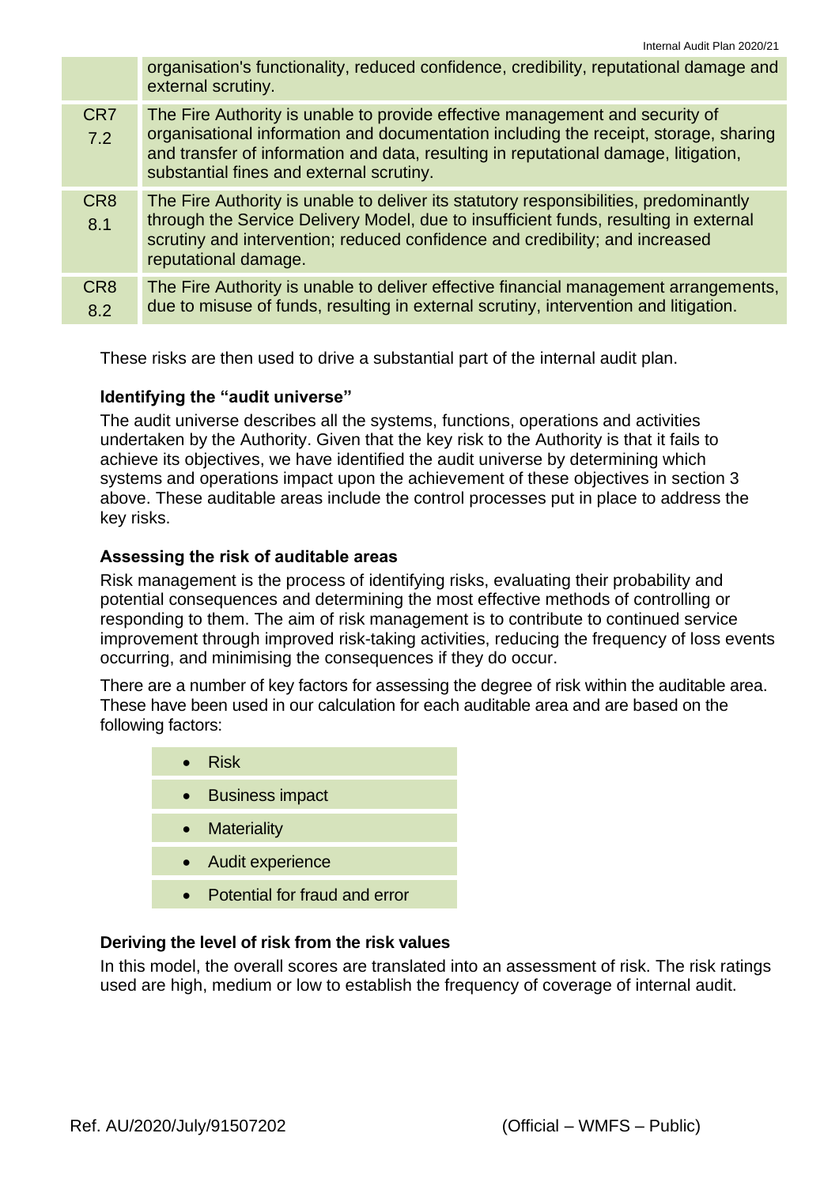| | |
|---|---|
| | organisation's functionality, reduced confidence, credibility, reputational damage and external scrutiny. |
| CR7 7.2 | The Fire Authority is unable to provide effective management and security of organisational information and documentation including the receipt, storage, sharing and transfer of information and data, resulting in reputational damage, litigation, substantial fines and external scrutiny. |
| CR8 8.1 | The Fire Authority is unable to deliver its statutory responsibilities, predominantly through the Service Delivery Model, due to insufficient funds, resulting in external scrutiny and intervention; reduced confidence and credibility; and increased reputational damage. |
| CR8 8.2 | The Fire Authority is unable to deliver effective financial management arrangements, due to misuse of funds, resulting in external scrutiny, intervention and litigation. |

These risks are then used to drive a substantial part of the internal audit plan.

**Identifying the "audit universe"**

The audit universe describes all the systems, functions, operations and activities undertaken by the Authority. Given that the key risk to the Authority is that it fails to achieve its objectives, we have identified the audit universe by determining which systems and operations impact upon the achievement of these objectives in section 3 above. These auditable areas include the control processes put in place to address the key risks.

**Assessing the risk of auditable areas**

Risk management is the process of identifying risks, evaluating their probability and potential consequences and determining the most effective methods of controlling or responding to them. The aim of risk management is to contribute to continued service improvement through improved risk-taking activities, reducing the frequency of loss events occurring, and minimising the consequences if they do occur.

There are a number of key factors for assessing the degree of risk within the auditable area. These have been used in our calculation for each auditable area and are based on the following factors:

- Risk
- Business impact
- Materiality
- Audit experience
- Potential for fraud and error

**Deriving the level of risk from the risk values**

In this model, the overall scores are translated into an assessment of risk. The risk ratings used are high, medium or low to establish the frequency of coverage of internal audit.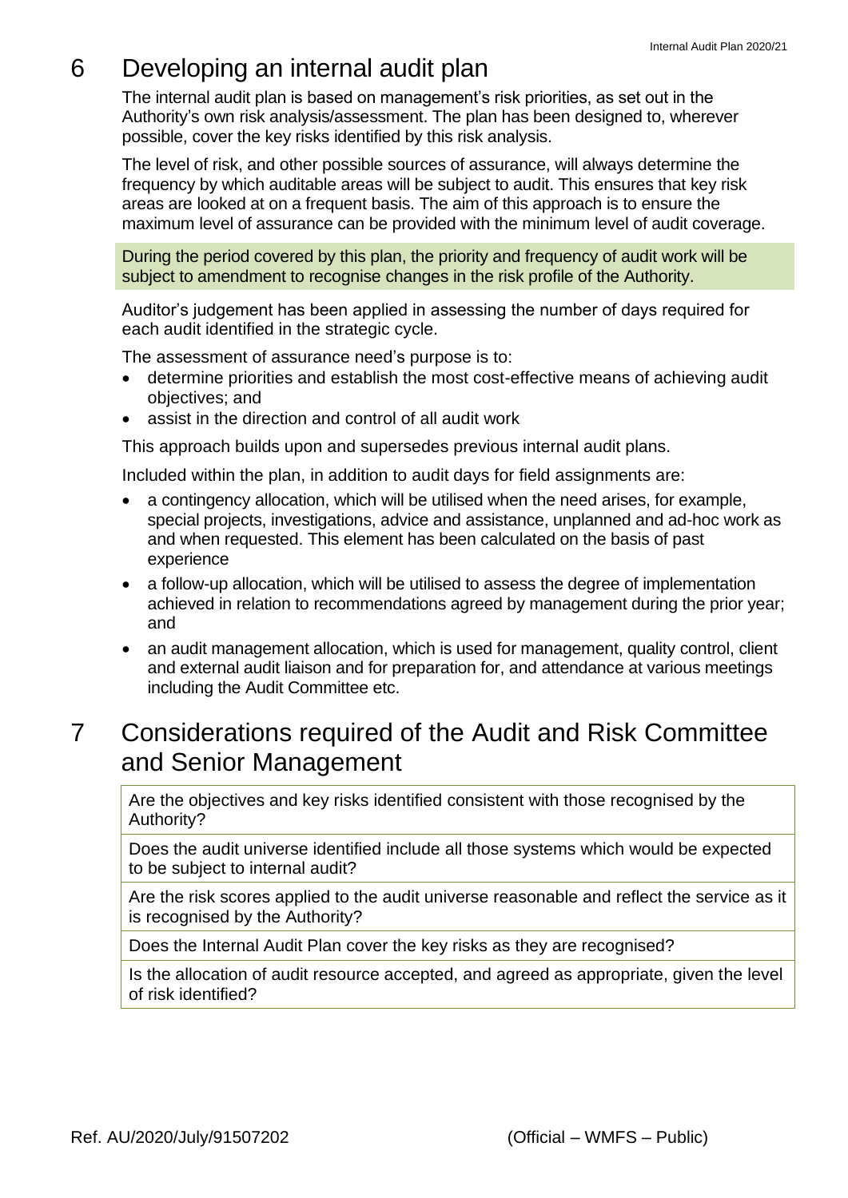# 6 Developing an internal audit plan

The internal audit plan is based on management's risk priorities, as set out in the Authority's own risk analysis/assessment. The plan has been designed to, wherever possible, cover the key risks identified by this risk analysis.

The level of risk, and other possible sources of assurance, will always determine the frequency by which auditable areas will be subject to audit. This ensures that key risk areas are looked at on a frequent basis. The aim of this approach is to ensure the maximum level of assurance can be provided with the minimum level of audit coverage.

During the period covered by this plan, the priority and frequency of audit work will be subject to amendment to recognise changes in the risk profile of the Authority.

Auditor's judgement has been applied in assessing the number of days required for each audit identified in the strategic cycle.

The assessment of assurance need's purpose is to:

- determine priorities and establish the most cost-effective means of achieving audit objectives; and
- assist in the direction and control of all audit work

This approach builds upon and supersedes previous internal audit plans.

Included within the plan, in addition to audit days for field assignments are:

- a contingency allocation, which will be utilised when the need arises, for example, special projects, investigations, advice and assistance, unplanned and ad-hoc work as and when requested. This element has been calculated on the basis of past experience
- a follow-up allocation, which will be utilised to assess the degree of implementation achieved in relation to recommendations agreed by management during the prior year; and
- an audit management allocation, which is used for management, quality control, client and external audit liaison and for preparation for, and attendance at various meetings including the Audit Committee etc.

# 7 Considerations required of the Audit and Risk Committee and Senior Management

| |
|---|
| Are the objectives and key risks identified consistent with those recognised by the Authority? |
| Does the audit universe identified include all those systems which would be expected to be subject to internal audit? |
| Are the risk scores applied to the audit universe reasonable and reflect the service as it is recognised by the Authority? |
| Does the Internal Audit Plan cover the key risks as they are recognised? |
| Is the allocation of audit resource accepted, and agreed as appropriate, given the level of risk identified? |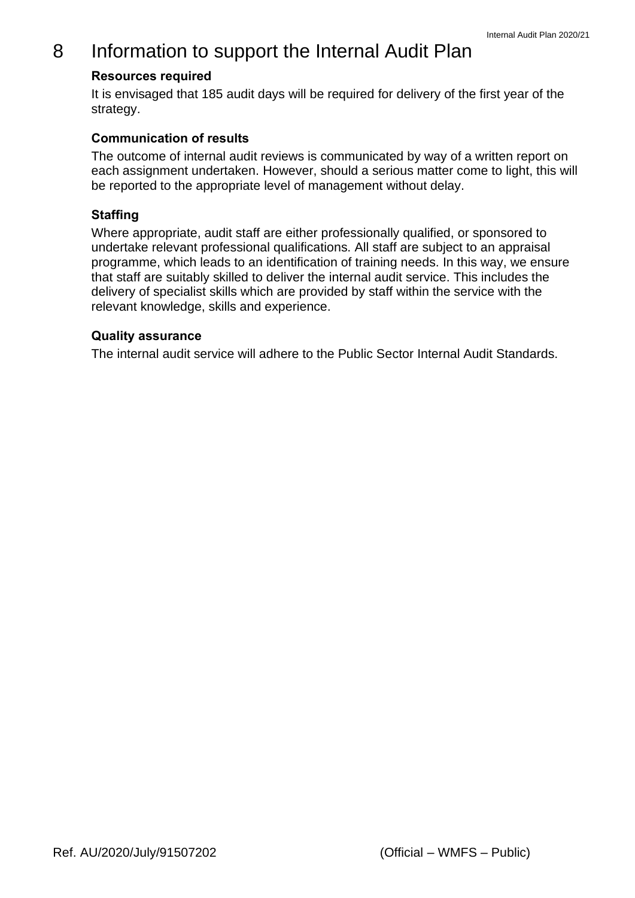# 8 Information to support the Internal Audit Plan

### Resources required

It is envisaged that 185 audit days will be required for delivery of the first year of the strategy.

### Communication of results

The outcome of internal audit reviews is communicated by way of a written report on each assignment undertaken. However, should a serious matter come to light, this will be reported to the appropriate level of management without delay.

### Staffing

Where appropriate, audit staff are either professionally qualified, or sponsored to undertake relevant professional qualifications. All staff are subject to an appraisal programme, which leads to an identification of training needs. In this way, we ensure that staff are suitably skilled to deliver the internal audit service. This includes the delivery of specialist skills which are provided by staff within the service with the relevant knowledge, skills and experience.

### Quality assurance

The internal audit service will adhere to the Public Sector Internal Audit Standards.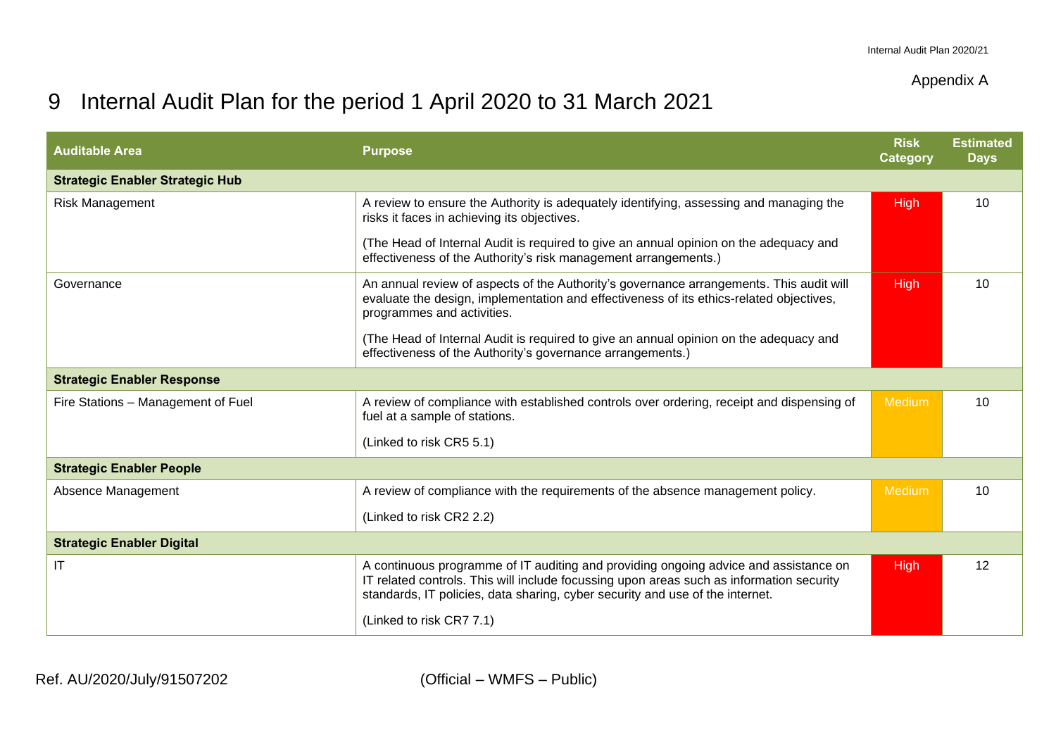Appendix A

# 9 Internal Audit Plan for the period 1 April 2020 to 31 March 2021

| Auditable Area | Purpose | Risk Category | Estimated Days |
|---|---|---|---|
| **Strategic Enabler Strategic Hub** | | | |
| Risk Management | A review to ensure the Authority is adequately identifying, assessing and managing the risks it faces in achieving its objectives.<br><br>(The Head of Internal Audit is required to give an annual opinion on the adequacy and effectiveness of the Authority's risk management arrangements.) | High | 10 |
| Governance | An annual review of aspects of the Authority's governance arrangements. This audit will evaluate the design, implementation and effectiveness of its ethics-related objectives, programmes and activities.<br><br>(The Head of Internal Audit is required to give an annual opinion on the adequacy and effectiveness of the Authority's governance arrangements.) | High | 10 |
| **Strategic Enabler Response** | | | |
| Fire Stations – Management of Fuel | A review of compliance with established controls over ordering, receipt and dispensing of fuel at a sample of stations.<br><br>(Linked to risk CR5 5.1) | Medium | 10 |
| **Strategic Enabler People** | | | |
| Absence Management | A review of compliance with the requirements of the absence management policy.<br><br>(Linked to risk CR2 2.2) | Medium | 10 |
| **Strategic Enabler Digital** | | | |
| IT | A continuous programme of IT auditing and providing ongoing advice and assistance on IT related controls. This will include focussing upon areas such as information security standards, IT policies, data sharing, cyber security and use of the internet.<br><br>(Linked to risk CR7 7.1) | High | 12 |

Ref. AU/2020/July/91507202 (Official – WMFS – Public)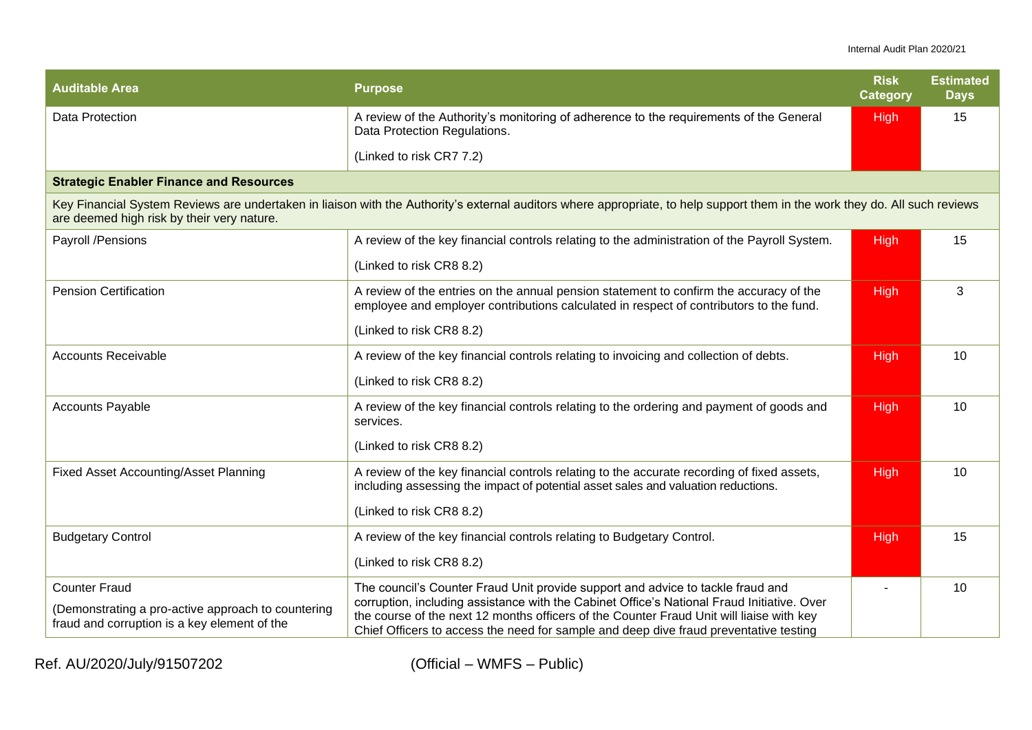| Auditable Area | Purpose | Risk Category | Estimated Days |
|---|---|---|---|
| Data Protection | A review of the Authority's monitoring of adherence to the requirements of the General Data Protection Regulations.<br><br>(Linked to risk CR7 7.2) | High | 15 |
| **Strategic Enabler Finance and Resources** | | | |
| Key Financial System Reviews are undertaken in liaison with the Authority's external auditors where appropriate, to help support them in the work they do. All such reviews are deemed high risk by their very nature. | | | |
| Payroll /Pensions | A review of the key financial controls relating to the administration of the Payroll System.<br><br>(Linked to risk CR8 8.2) | High | 15 |
| Pension Certification | A review of the entries on the annual pension statement to confirm the accuracy of the employee and employer contributions calculated in respect of contributors to the fund.<br><br>(Linked to risk CR8 8.2) | High | 3 |
| Accounts Receivable | A review of the key financial controls relating to invoicing and collection of debts.<br><br>(Linked to risk CR8 8.2) | High | 10 |
| Accounts Payable | A review of the key financial controls relating to the ordering and payment of goods and services.<br><br>(Linked to risk CR8 8.2) | High | 10 |
| Fixed Asset Accounting/Asset Planning | A review of the key financial controls relating to the accurate recording of fixed assets, including assessing the impact of potential asset sales and valuation reductions.<br><br>(Linked to risk CR8 8.2) | High | 10 |
| Budgetary Control | A review of the key financial controls relating to Budgetary Control.<br><br>(Linked to risk CR8 8.2) | High | 15 |
| Counter Fraud<br><br>(Demonstrating a pro-active approach to countering fraud and corruption is a key element of the | The council's Counter Fraud Unit provide support and advice to tackle fraud and corruption, including assistance with the Cabinet Office's National Fraud Initiative. Over the course of the next 12 months officers of the Counter Fraud Unit will liaise with key Chief Officers to access the need for sample and deep dive fraud preventative testing | - | 10 |

Ref. AU/2020/July/91507202 (Official – WMFS – Public)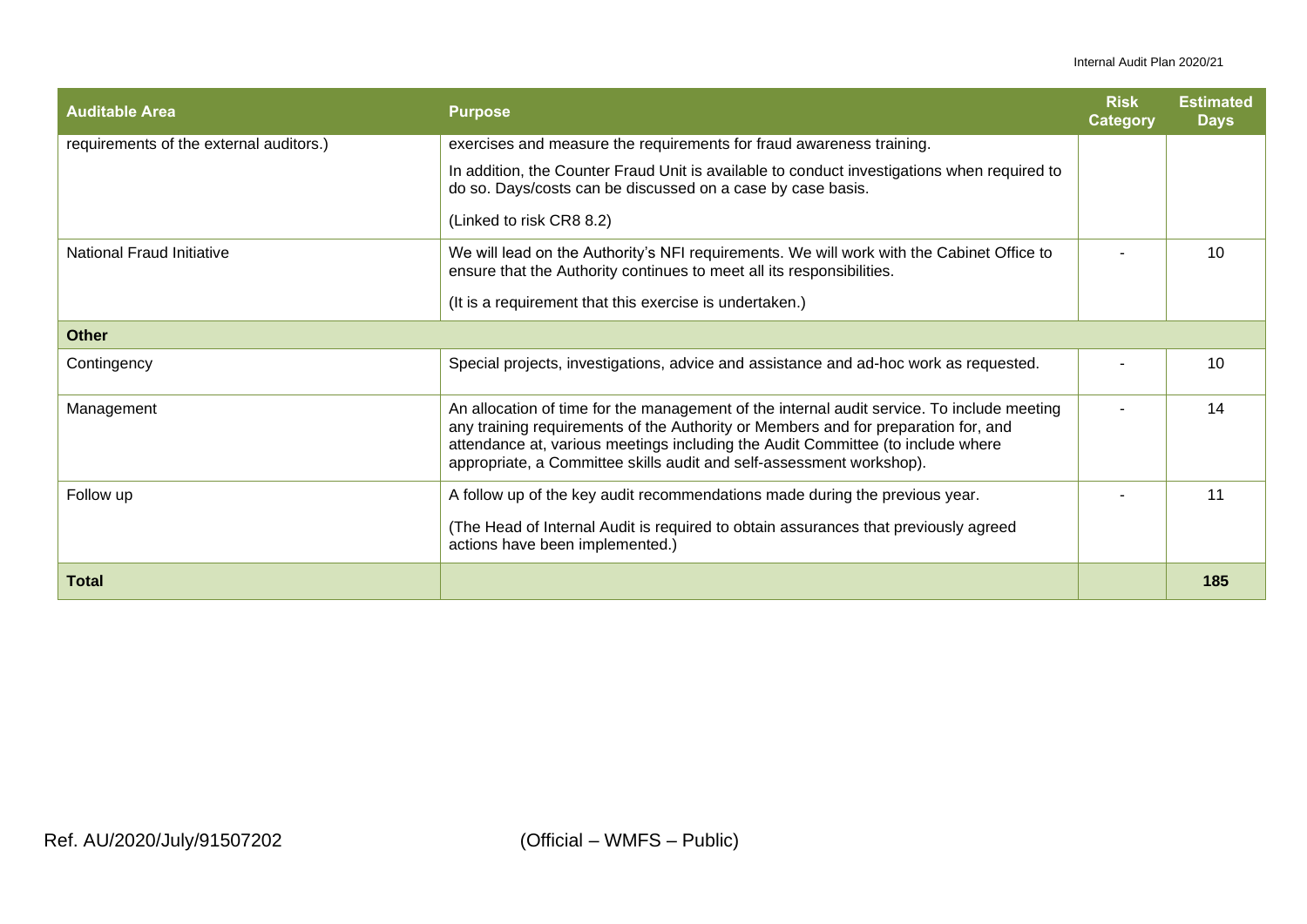| Auditable Area | Purpose | Risk Category | Estimated Days |
|---|---|---|---|
| requirements of the external auditors.) | exercises and measure the requirements for fraud awareness training.<br><br>In addition, the Counter Fraud Unit is available to conduct investigations when required to do so. Days/costs can be discussed on a case by case basis.<br><br>(Linked to risk CR8 8.2) | | |
| National Fraud Initiative | We will lead on the Authority's NFI requirements. We will work with the Cabinet Office to ensure that the Authority continues to meet all its responsibilities.<br><br>(It is a requirement that this exercise is undertaken.) | - | 10 |
| **Other** | | | |
| Contingency | Special projects, investigations, advice and assistance and ad-hoc work as requested. | - | 10 |
| Management | An allocation of time for the management of the internal audit service. To include meeting any training requirements of the Authority or Members and for preparation for, and attendance at, various meetings including the Audit Committee (to include where appropriate, a Committee skills audit and self-assessment workshop). | - | 14 |
| Follow up | A follow up of the key audit recommendations made during the previous year.<br><br>(The Head of Internal Audit is required to obtain assurances that previously agreed actions have been implemented.) | - | 11 |
| **Total** | | | **185** |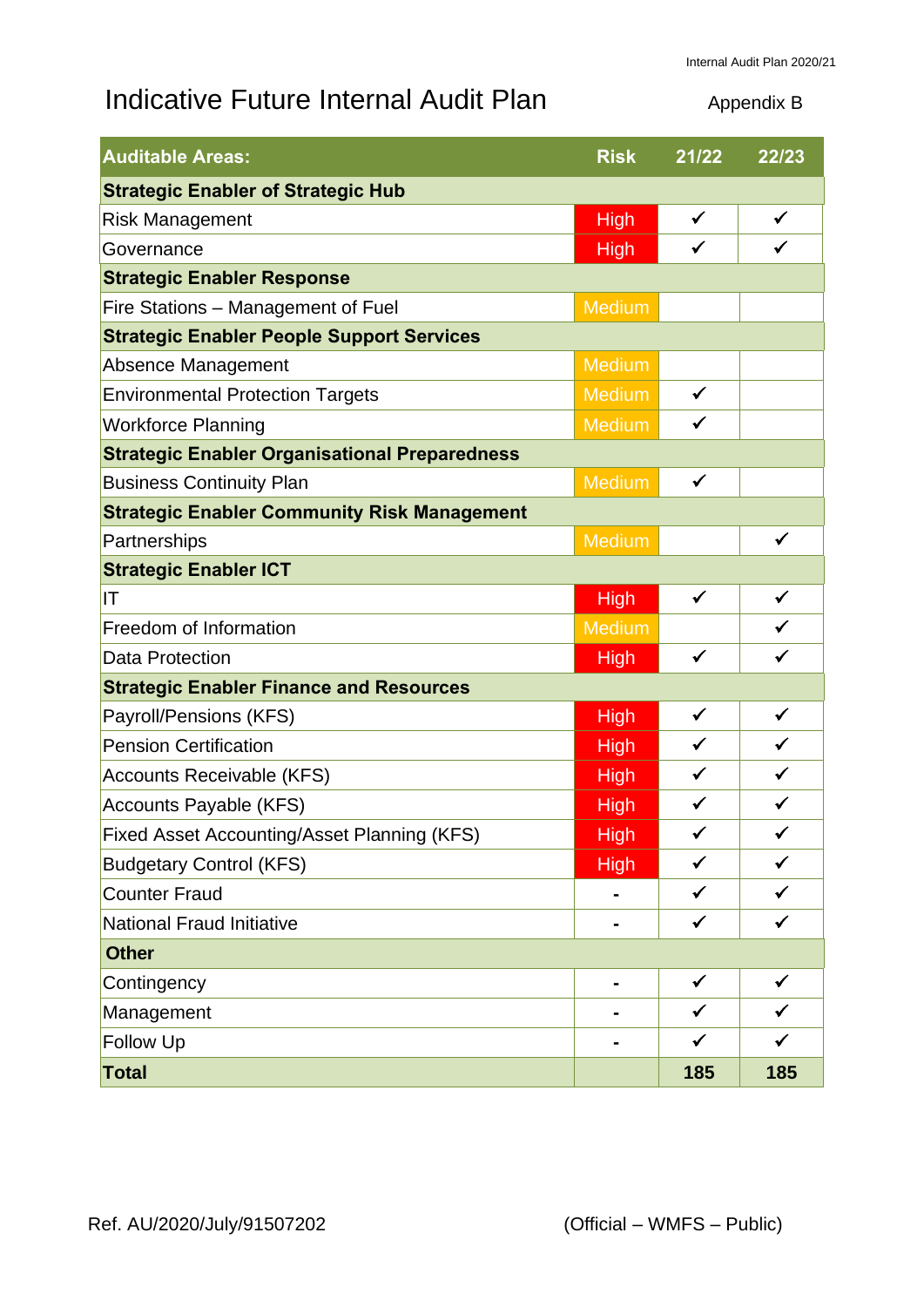# Indicative Future Internal Audit Plan

Appendix B

| Auditable Areas: | Risk | 21/22 | 22/23 |
|---|---|---|---|
| **Strategic Enabler of Strategic Hub** | | | |
| Risk Management | High | ✓ | ✓ |
| Governance | High | ✓ | ✓ |
| **Strategic Enabler Response** | | | |
| Fire Stations – Management of Fuel | Medium | | |
| **Strategic Enabler People Support Services** | | | |
| Absence Management | Medium | | |
| Environmental Protection Targets | Medium | ✓ | |
| Workforce Planning | Medium | ✓ | |
| **Strategic Enabler Organisational Preparedness** | | | |
| Business Continuity Plan | Medium | ✓ | |
| **Strategic Enabler Community Risk Management** | | | |
| Partnerships | Medium | | ✓ |
| **Strategic Enabler ICT** | | | |
| IT | High | ✓ | ✓ |
| Freedom of Information | Medium | | ✓ |
| Data Protection | High | ✓ | ✓ |
| **Strategic Enabler Finance and Resources** | | | |
| Payroll/Pensions (KFS) | High | ✓ | ✓ |
| Pension Certification | High | ✓ | ✓ |
| Accounts Receivable (KFS) | High | ✓ | ✓ |
| Accounts Payable (KFS) | High | ✓ | ✓ |
| Fixed Asset Accounting/Asset Planning (KFS) | High | ✓ | ✓ |
| Budgetary Control (KFS) | High | ✓ | ✓ |
| Counter Fraud | - | ✓ | ✓ |
| National Fraud Initiative | - | ✓ | ✓ |
| **Other** | | | |
| Contingency | - | ✓ | ✓ |
| Management | - | ✓ | ✓ |
| Follow Up | - | ✓ | ✓ |
| **Total** | | **185** | **185** |

Ref. AU/2020/July/91507202 (Official – WMFS – Public)